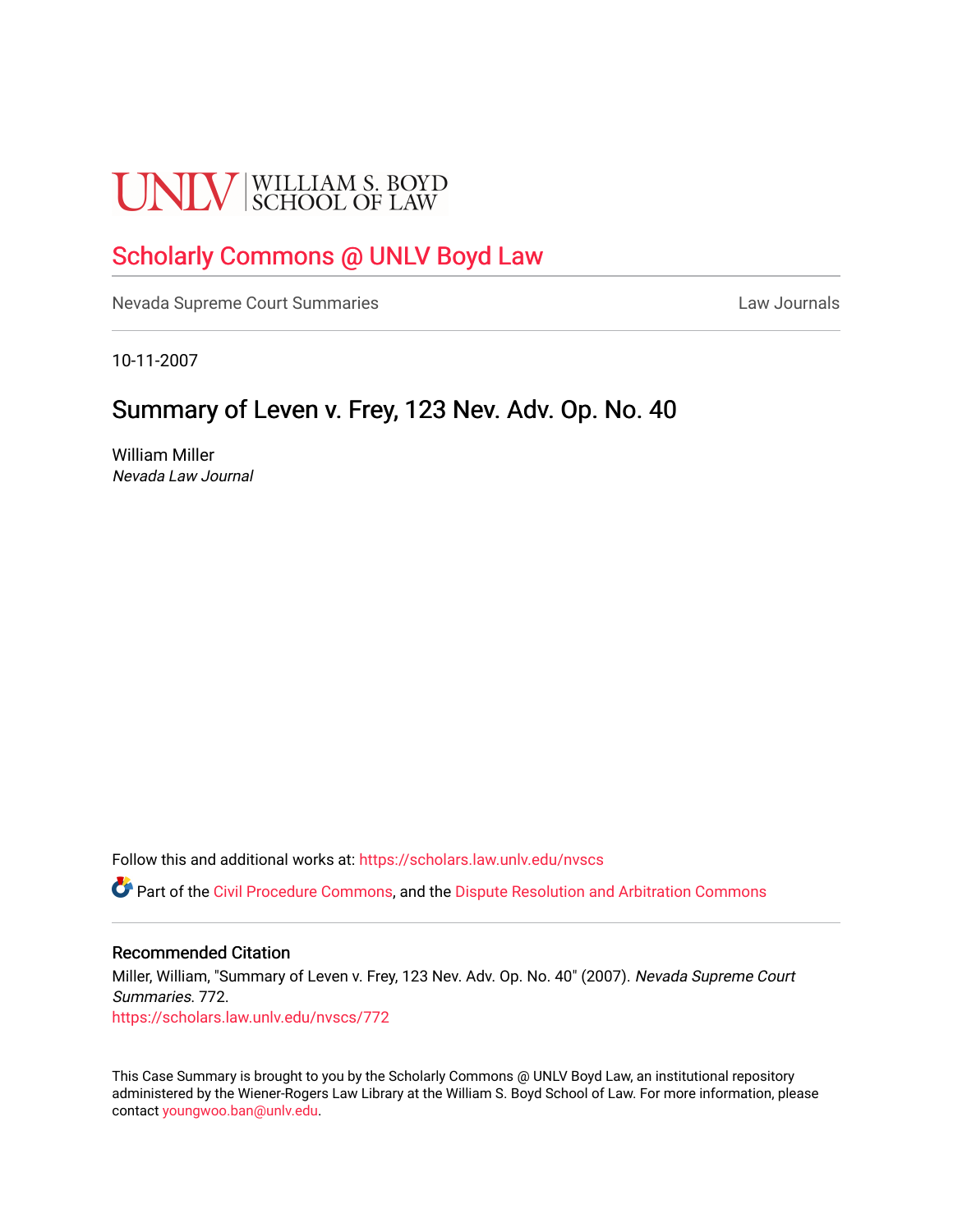UNLV | WILLIAM S. BOYD SCHOOL OF LAW

# Scholarly Commons @ UNLV Boyd Law

Nevada Supreme Court Summaries | Law Journals

10-11-2007

## Summary of Leven v. Frey, 123 Nev. Adv. Op. No. 40

William Miller
*Nevada Law Journal*

Follow this and additional works at: https://scholars.law.unlv.edu/nvscs

Part of the Civil Procedure Commons, and the Dispute Resolution and Arbitration Commons

### Recommended Citation

Miller, William, "Summary of Leven v. Frey, 123 Nev. Adv. Op. No. 40" (2007). *Nevada Supreme Court Summaries*. 772.
https://scholars.law.unlv.edu/nvscs/772

This Case Summary is brought to you by the Scholarly Commons @ UNLV Boyd Law, an institutional repository administered by the Wiener-Rogers Law Library at the William S. Boyd School of Law. For more information, please contact youngwoo.ban@unlv.edu.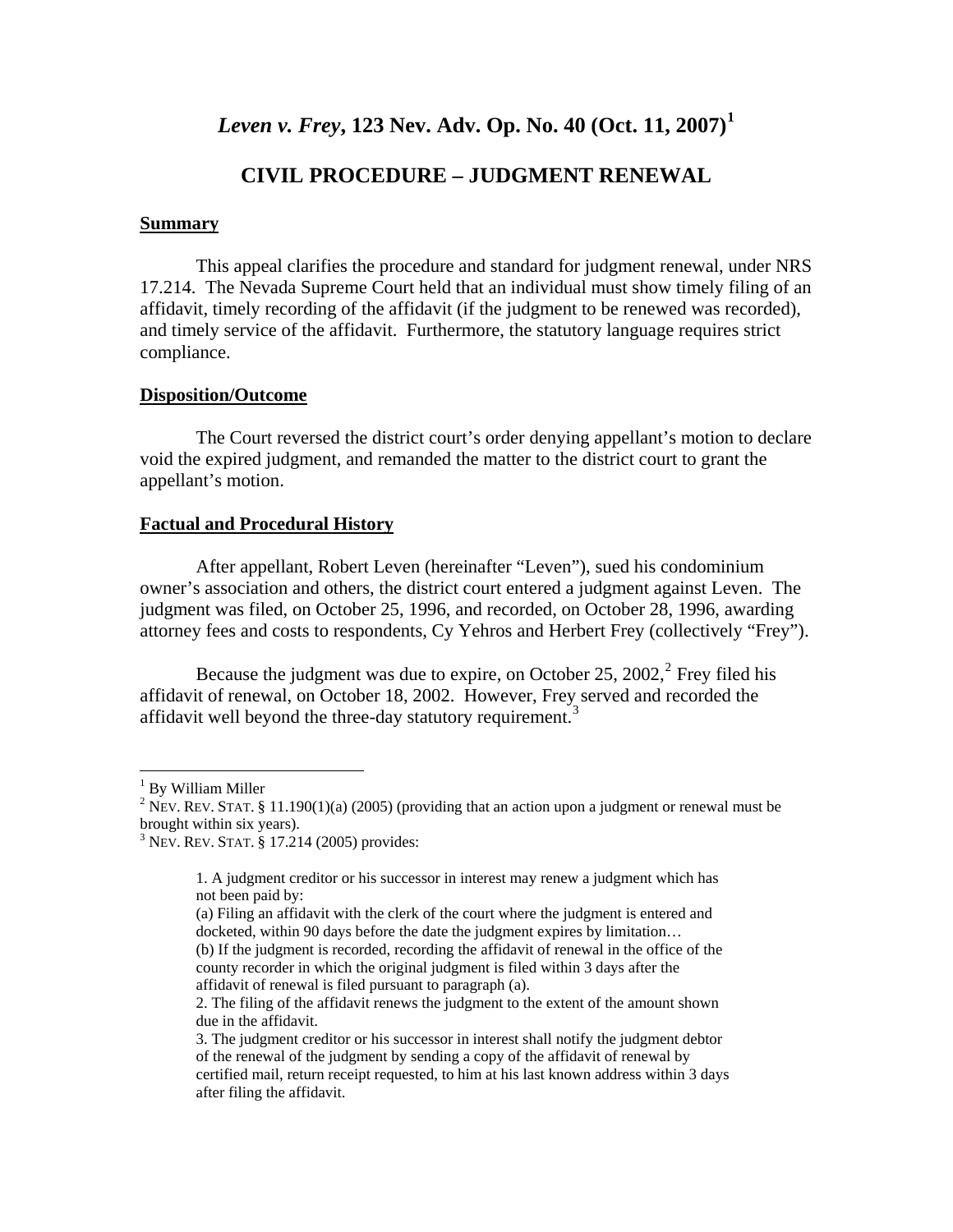# *Leven v. Frey*, 123 Nev. Adv. Op. No. 40 (Oct. 11, 2007)[1]

## CIVIL PROCEDURE – JUDGMENT RENEWAL

### Summary

This appeal clarifies the procedure and standard for judgment renewal, under NRS 17.214. The Nevada Supreme Court held that an individual must show timely filing of an affidavit, timely recording of the affidavit (if the judgment to be renewed was recorded), and timely service of the affidavit. Furthermore, the statutory language requires strict compliance.

### Disposition/Outcome

The Court reversed the district court's order denying appellant's motion to declare void the expired judgment, and remanded the matter to the district court to grant the appellant's motion.

### Factual and Procedural History

After appellant, Robert Leven (hereinafter "Leven"), sued his condominium owner's association and others, the district court entered a judgment against Leven. The judgment was filed, on October 25, 1996, and recorded, on October 28, 1996, awarding attorney fees and costs to respondents, Cy Yehros and Herbert Frey (collectively "Frey").

Because the judgment was due to expire, on October 25, 2002,[2] Frey filed his affidavit of renewal, on October 18, 2002. However, Frey served and recorded the affidavit well beyond the three-day statutory requirement.[3]

---

[1] By William Miller

[2] NEV. REV. STAT. § 11.190(1)(a) (2005) (providing that an action upon a judgment or renewal must be brought within six years).

[3] NEV. REV. STAT. § 17.214 (2005) provides:

> 1. A judgment creditor or his successor in interest may renew a judgment which has not been paid by:
> (a) Filing an affidavit with the clerk of the court where the judgment is entered and docketed, within 90 days before the date the judgment expires by limitation…
> (b) If the judgment is recorded, recording the affidavit of renewal in the office of the county recorder in which the original judgment is filed within 3 days after the affidavit of renewal is filed pursuant to paragraph (a).
> 2. The filing of the affidavit renews the judgment to the extent of the amount shown due in the affidavit.
> 3. The judgment creditor or his successor in interest shall notify the judgment debtor of the renewal of the judgment by sending a copy of the affidavit of renewal by certified mail, return receipt requested, to him at his last known address within 3 days after filing the affidavit.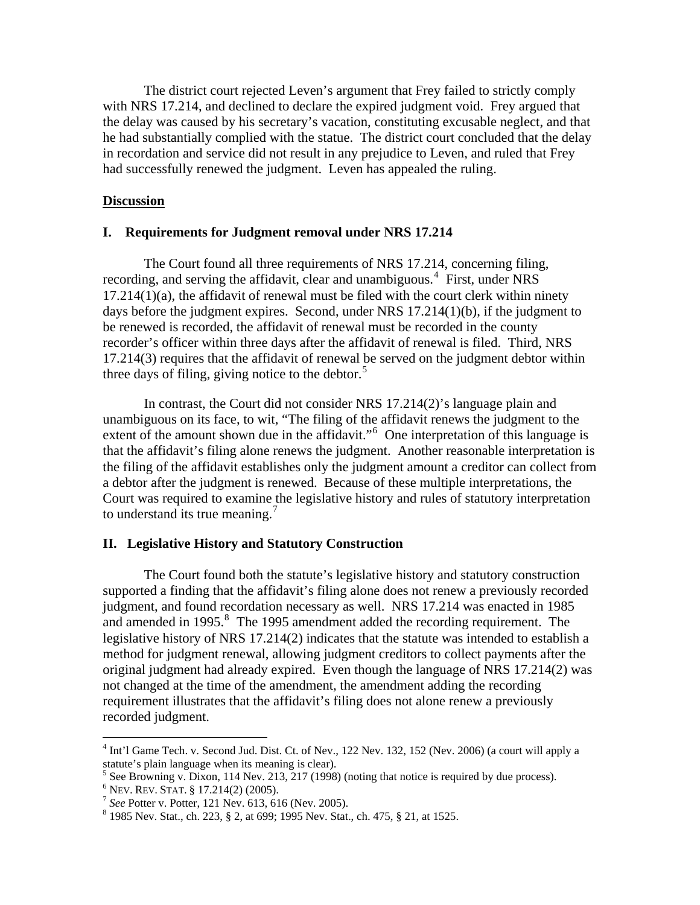The district court rejected Leven's argument that Frey failed to strictly comply with NRS 17.214, and declined to declare the expired judgment void. Frey argued that the delay was caused by his secretary's vacation, constituting excusable neglect, and that he had substantially complied with the statue. The district court concluded that the delay in recordation and service did not result in any prejudice to Leven, and ruled that Frey had successfully renewed the judgment. Leven has appealed the ruling.

## Discussion

### I. Requirements for Judgment removal under NRS 17.214

The Court found all three requirements of NRS 17.214, concerning filing, recording, and serving the affidavit, clear and unambiguous.[4] First, under NRS 17.214(1)(a), the affidavit of renewal must be filed with the court clerk within ninety days before the judgment expires. Second, under NRS 17.214(1)(b), if the judgment to be renewed is recorded, the affidavit of renewal must be recorded in the county recorder's officer within three days after the affidavit of renewal is filed. Third, NRS 17.214(3) requires that the affidavit of renewal be served on the judgment debtor within three days of filing, giving notice to the debtor.[5]

In contrast, the Court did not consider NRS 17.214(2)'s language plain and unambiguous on its face, to wit, "The filing of the affidavit renews the judgment to the extent of the amount shown due in the affidavit."[6] One interpretation of this language is that the affidavit's filing alone renews the judgment. Another reasonable interpretation is the filing of the affidavit establishes only the judgment amount a creditor can collect from a debtor after the judgment is renewed. Because of these multiple interpretations, the Court was required to examine the legislative history and rules of statutory interpretation to understand its true meaning.[7]

### II. Legislative History and Statutory Construction

The Court found both the statute's legislative history and statutory construction supported a finding that the affidavit's filing alone does not renew a previously recorded judgment, and found recordation necessary as well. NRS 17.214 was enacted in 1985 and amended in 1995.[8] The 1995 amendment added the recording requirement. The legislative history of NRS 17.214(2) indicates that the statute was intended to establish a method for judgment renewal, allowing judgment creditors to collect payments after the original judgment had already expired. Even though the language of NRS 17.214(2) was not changed at the time of the amendment, the amendment adding the recording requirement illustrates that the affidavit's filing does not alone renew a previously recorded judgment.

---

[4] Int'l Game Tech. v. Second Jud. Dist. Ct. of Nev., 122 Nev. 132, 152 (Nev. 2006) (a court will apply a statute's plain language when its meaning is clear).

[5] See Browning v. Dixon, 114 Nev. 213, 217 (1998) (noting that notice is required by due process).

[6] NEV. REV. STAT. § 17.214(2) (2005).

[7] *See* Potter v. Potter, 121 Nev. 613, 616 (Nev. 2005).

[8] 1985 Nev. Stat., ch. 223, § 2, at 699; 1995 Nev. Stat., ch. 475, § 21, at 1525.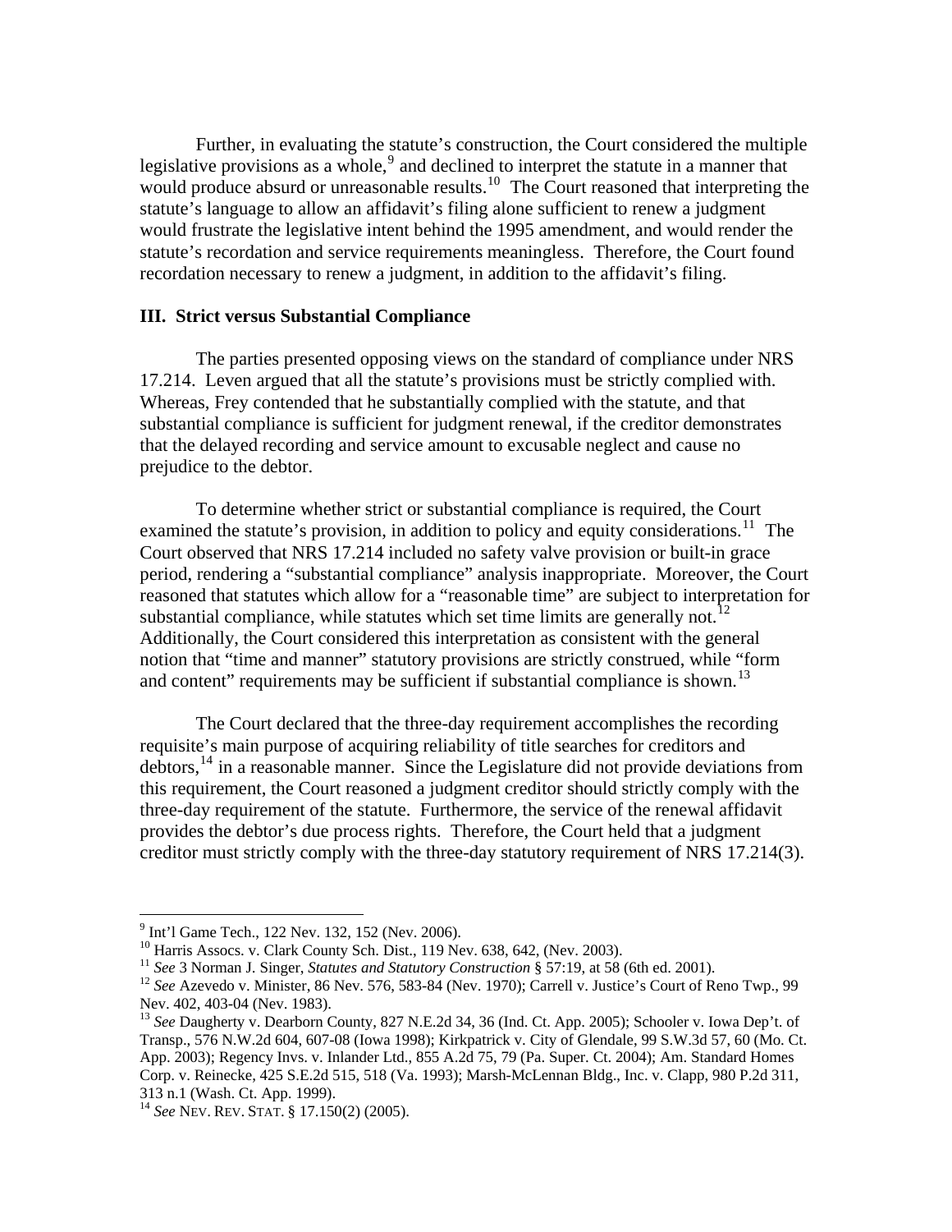Further, in evaluating the statute's construction, the Court considered the multiple legislative provisions as a whole,[9] and declined to interpret the statute in a manner that would produce absurd or unreasonable results.[10] The Court reasoned that interpreting the statute's language to allow an affidavit's filing alone sufficient to renew a judgment would frustrate the legislative intent behind the 1995 amendment, and would render the statute's recordation and service requirements meaningless. Therefore, the Court found recordation necessary to renew a judgment, in addition to the affidavit's filing.

### III. Strict versus Substantial Compliance

The parties presented opposing views on the standard of compliance under NRS 17.214. Leven argued that all the statute's provisions must be strictly complied with. Whereas, Frey contended that he substantially complied with the statute, and that substantial compliance is sufficient for judgment renewal, if the creditor demonstrates that the delayed recording and service amount to excusable neglect and cause no prejudice to the debtor.

To determine whether strict or substantial compliance is required, the Court examined the statute's provision, in addition to policy and equity considerations.[11] The Court observed that NRS 17.214 included no safety valve provision or built-in grace period, rendering a "substantial compliance" analysis inappropriate. Moreover, the Court reasoned that statutes which allow for a "reasonable time" are subject to interpretation for substantial compliance, while statutes which set time limits are generally not.[12] Additionally, the Court considered this interpretation as consistent with the general notion that "time and manner" statutory provisions are strictly construed, while "form and content" requirements may be sufficient if substantial compliance is shown.[13]

The Court declared that the three-day requirement accomplishes the recording requisite's main purpose of acquiring reliability of title searches for creditors and debtors,[14] in a reasonable manner. Since the Legislature did not provide deviations from this requirement, the Court reasoned a judgment creditor should strictly comply with the three-day requirement of the statute. Furthermore, the service of the renewal affidavit provides the debtor's due process rights. Therefore, the Court held that a judgment creditor must strictly comply with the three-day statutory requirement of NRS 17.214(3).

---

[9] Int'l Game Tech., 122 Nev. 132, 152 (Nev. 2006).

[10] Harris Assocs. v. Clark County Sch. Dist., 119 Nev. 638, 642, (Nev. 2003).

[11] *See* 3 Norman J. Singer, *Statutes and Statutory Construction* § 57:19, at 58 (6th ed. 2001).

[12] *See* Azevedo v. Minister, 86 Nev. 576, 583-84 (Nev. 1970); Carrell v. Justice's Court of Reno Twp., 99 Nev. 402, 403-04 (Nev. 1983).

[13] *See* Daugherty v. Dearborn County, 827 N.E.2d 34, 36 (Ind. Ct. App. 2005); Schooler v. Iowa Dep't. of Transp., 576 N.W.2d 604, 607-08 (Iowa 1998); Kirkpatrick v. City of Glendale, 99 S.W.3d 57, 60 (Mo. Ct. App. 2003); Regency Invs. v. Inlander Ltd., 855 A.2d 75, 79 (Pa. Super. Ct. 2004); Am. Standard Homes Corp. v. Reinecke, 425 S.E.2d 515, 518 (Va. 1993); Marsh-McLennan Bldg., Inc. v. Clapp, 980 P.2d 311, 313 n.1 (Wash. Ct. App. 1999).

[14] *See* NEV. REV. STAT. § 17.150(2) (2005).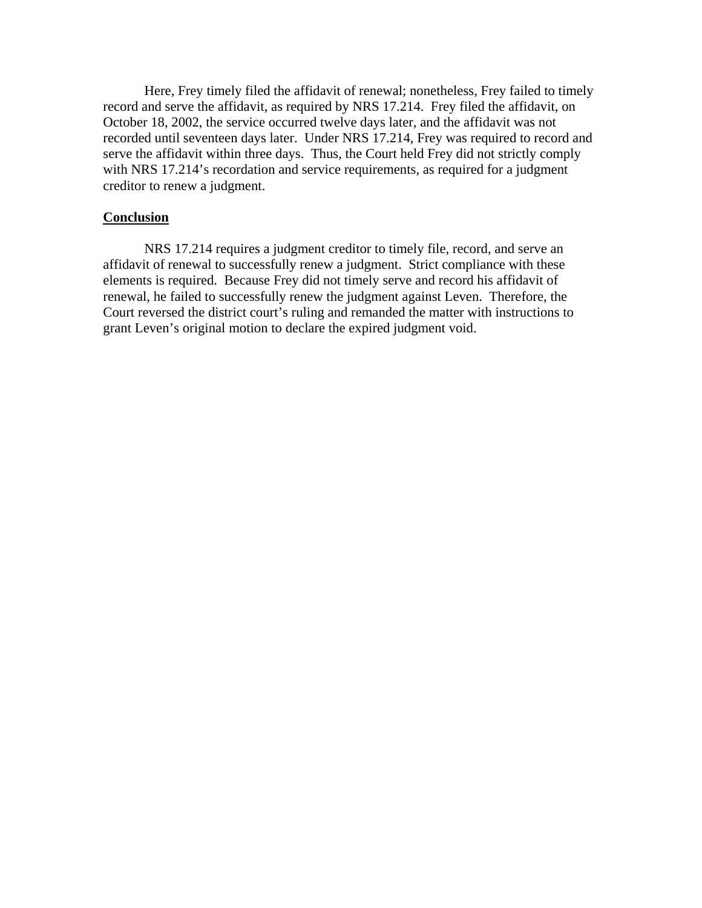Here, Frey timely filed the affidavit of renewal; nonetheless, Frey failed to timely record and serve the affidavit, as required by NRS 17.214. Frey filed the affidavit, on October 18, 2002, the service occurred twelve days later, and the affidavit was not recorded until seventeen days later. Under NRS 17.214, Frey was required to record and serve the affidavit within three days. Thus, the Court held Frey did not strictly comply with NRS 17.214's recordation and service requirements, as required for a judgment creditor to renew a judgment.

## Conclusion

NRS 17.214 requires a judgment creditor to timely file, record, and serve an affidavit of renewal to successfully renew a judgment. Strict compliance with these elements is required. Because Frey did not timely serve and record his affidavit of renewal, he failed to successfully renew the judgment against Leven. Therefore, the Court reversed the district court's ruling and remanded the matter with instructions to grant Leven's original motion to declare the expired judgment void.